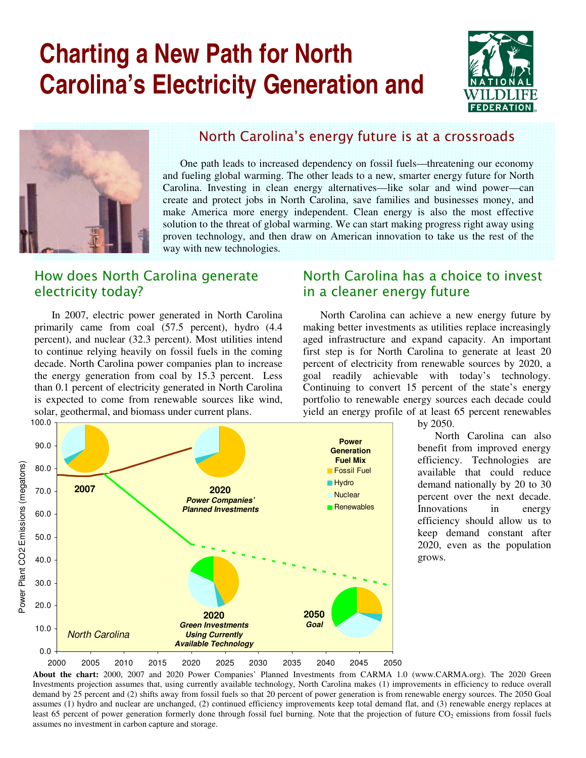# Charting a New Path for North Carolina's Electricity Generation and

## North Carolina's energy future is at a crossroads

One path leads to increased dependency on fossil fuels—threatening our economy and fueling global warming. The other leads to a new, smarter energy future for North Carolina. Investing in clean energy alternatives—like solar and wind power—can create and protect jobs in North Carolina, save families and businesses money, and make America more energy independent. Clean energy is also the most effective solution to the threat of global warming. We can start making progress right away using proven technology, and then draw on American innovation to take us the rest of the way with new technologies.

## How does North Carolina generate electricity today?

In 2007, electric power generated in North Carolina primarily came from coal (57.5 percent), hydro (4.4 percent), and nuclear (32.3 percent). Most utilities intend to continue relying heavily on fossil fuels in the coming decade. North Carolina power companies plan to increase the energy generation from coal by 15.3 percent. Less than 0.1 percent of electricity generated in North Carolina is expected to come from renewable sources like wind, solar, geothermal, and biomass under current plans.

## North Carolina has a choice to invest in a cleaner energy future

North Carolina can achieve a new energy future by making better investments as utilities replace increasingly aged infrastructure and expand capacity. An important first step is for North Carolina to generate at least 20 percent of electricity from renewable sources by 2020, a goal readily achievable with today's technology. Continuing to convert 15 percent of the state's energy portfolio to renewable energy sources each decade could yield an energy profile of at least 65 percent renewables by 2050.

North Carolina can also benefit from improved energy efficiency. Technologies are available that could reduce demand nationally by 20 to 30 percent over the next decade. Innovations in energy efficiency should allow us to keep demand constant after 2020, even as the population grows.

**About the chart:** 2000, 2007 and 2020 Power Companies' Planned Investments from CARMA 1.0 (www.CARMA.org). The 2020 Green Investments projection assumes that, using currently available technology, North Carolina makes (1) improvements in efficiency to reduce overall demand by 25 percent and (2) shifts away from fossil fuels so that 20 percent of power generation is from renewable energy sources. The 2050 Goal assumes (1) hydro and nuclear are unchanged, (2) continued efficiency improvements keep total demand flat, and (3) renewable energy replaces at least 65 percent of power generation formerly done through fossil fuel burning. Note that the projection of future $CO_2$ emissions from fossil fuels assumes no investment in carbon capture and storage.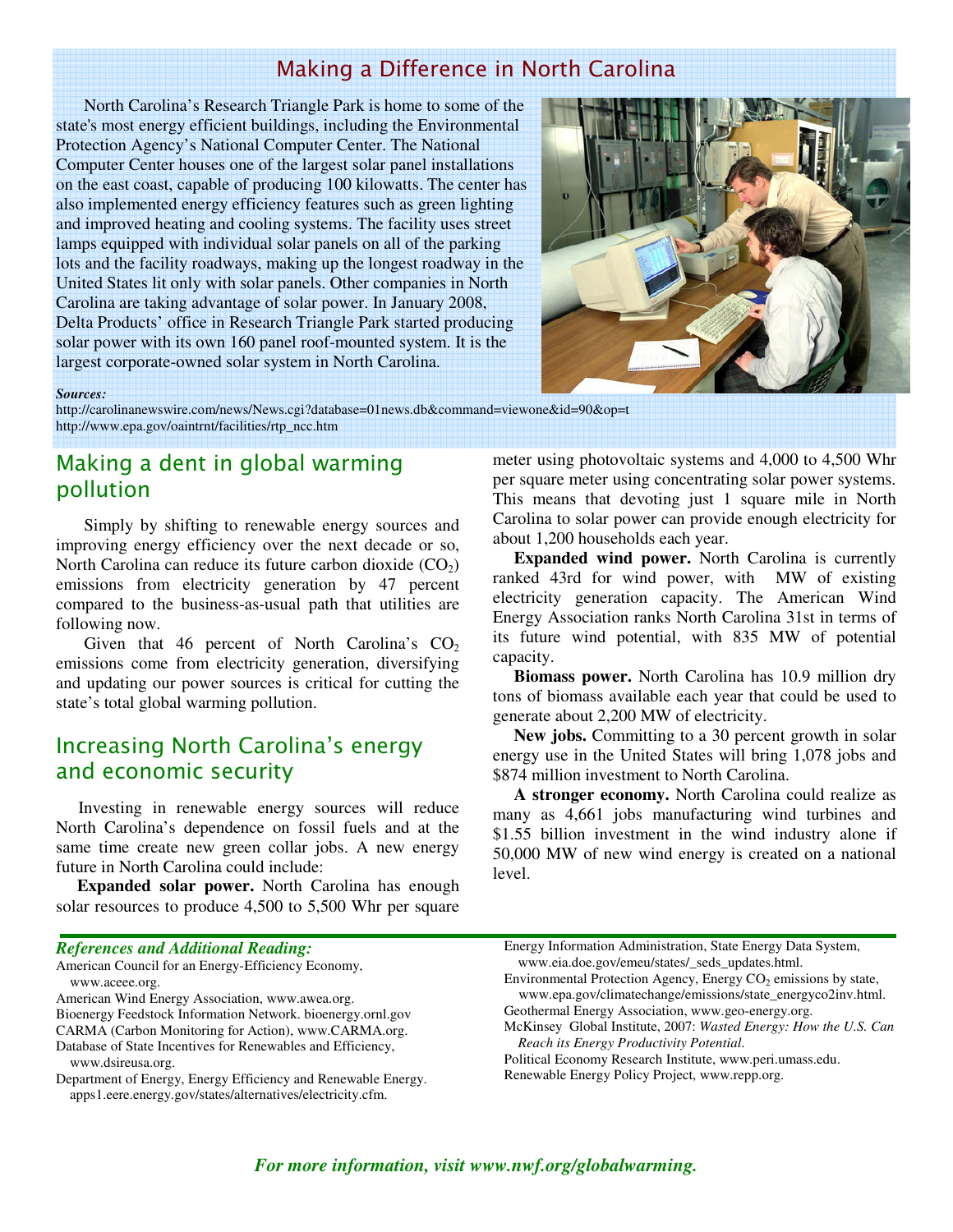## Making a Difference in North Carolina

North Carolina's Research Triangle Park is home to some of the state's most energy efficient buildings, including the Environmental Protection Agency's National Computer Center. The National Computer Center houses one of the largest solar panel installations on the east coast, capable of producing 100 kilowatts. The center has also implemented energy efficiency features such as green lighting and improved heating and cooling systems. The facility uses street lamps equipped with individual solar panels on all of the parking lots and the facility roadways, making up the longest roadway in the United States lit only with solar panels. Other companies in North Carolina are taking advantage of solar power. In January 2008, Delta Products' office in Research Triangle Park started producing solar power with its own 160 panel roof-mounted system. It is the largest corporate-owned solar system in North Carolina.

***Sources:***

http://carolinanewswire.com/news/News.cgi?database=01news.db&command=viewone&id=90&op=t
http://www.epa.gov/oaintrnt/facilities/rtp_ncc.htm

## Making a dent in global warming pollution

Simply by shifting to renewable energy sources and improving energy efficiency over the next decade or so, North Carolina can reduce its future carbon dioxide ($CO_2$) emissions from electricity generation by 47 percent compared to the business-as-usual path that utilities are following now.

Given that 46 percent of North Carolina's $CO_2$ emissions come from electricity generation, diversifying and updating our power sources is critical for cutting the state's total global warming pollution.

## Increasing North Carolina's energy and economic security

Investing in renewable energy sources will reduce North Carolina's dependence on fossil fuels and at the same time create new green collar jobs. A new energy future in North Carolina could include:

**Expanded solar power.** North Carolina has enough solar resources to produce 4,500 to 5,500 Whr per square meter using photovoltaic systems and 4,000 to 4,500 Whr per square meter using concentrating solar power systems. This means that devoting just 1 square mile in North Carolina to solar power can provide enough electricity for about 1,200 households each year.

**Expanded wind power.** North Carolina is currently ranked 43rd for wind power, with MW of existing electricity generation capacity. The American Wind Energy Association ranks North Carolina 31st in terms of its future wind potential, with 835 MW of potential capacity.

**Biomass power.** North Carolina has 10.9 million dry tons of biomass available each year that could be used to generate about 2,200 MW of electricity.

**New jobs.** Committing to a 30 percent growth in solar energy use in the United States will bring 1,078 jobs and $874 million investment to North Carolina.

**A stronger economy.** North Carolina could realize as many as 4,661 jobs manufacturing wind turbines and $1.55 billion investment in the wind industry alone if 50,000 MW of new wind energy is created on a national level.

***References and Additional Reading:***

American Council for an Energy-Efficiency Economy, www.aceee.org.
American Wind Energy Association, www.awea.org.
Bioenergy Feedstock Information Network. bioenergy.ornl.gov
CARMA (Carbon Monitoring for Action), www.CARMA.org.
Database of State Incentives for Renewables and Efficiency, www.dsireusa.org.
Department of Energy, Energy Efficiency and Renewable Energy. apps1.eere.energy.gov/states/alternatives/electricity.cfm.
Energy Information Administration, State Energy Data System, www.eia.doe.gov/emeu/states/_seds_updates.html.
Environmental Protection Agency, Energy $CO_2$ emissions by state, www.epa.gov/climatechange/emissions/state_energyco2inv.html.
Geothermal Energy Association, www.geo-energy.org.
McKinsey Global Institute, 2007: *Wasted Energy: How the U.S. Can Reach its Energy Productivity Potential*.
Political Economy Research Institute, www.peri.umass.edu.
Renewable Energy Policy Project, www.repp.org.

***For more information, visit www.nwf.org/globalwarming.***